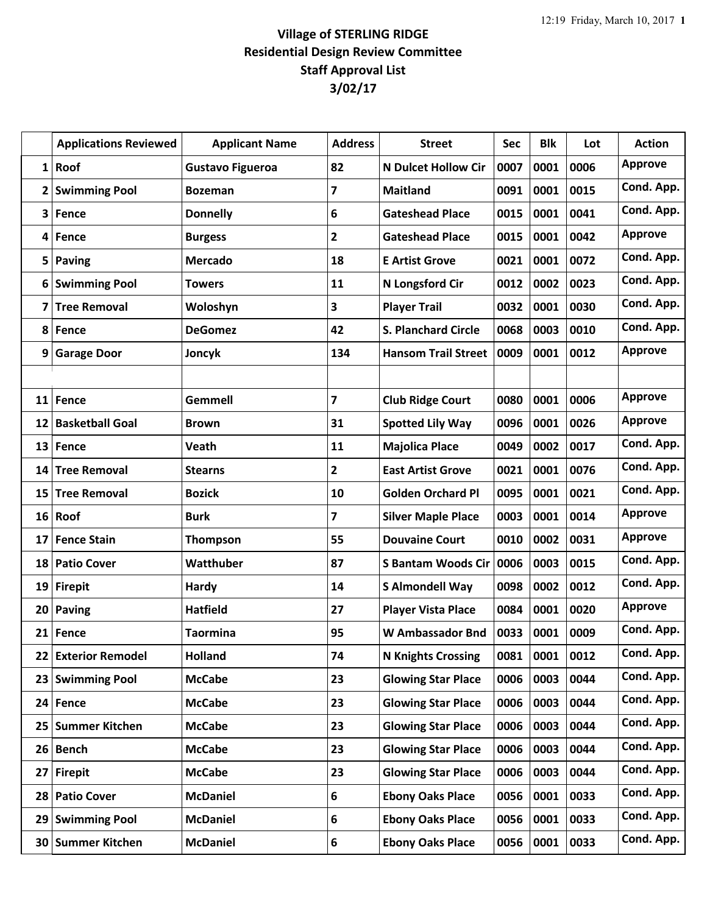**Village of STERLING RIDGE**
**Residential Design Review Committee**
**Staff Approval List**
**3/02/17**

| | Applications Reviewed | Applicant Name | Address | Street | Sec | Blk | Lot | Action |
|---|---|---|---|---|---|---|---|---|
| 1 | Roof | Gustavo Figueroa | 82 | N Dulcet Hollow Cir | 0007 | 0001 | 0006 | Approve |
| 2 | Swimming Pool | Bozeman | 7 | Maitland | 0091 | 0001 | 0015 | Cond. App. |
| 3 | Fence | Donnelly | 6 | Gateshead Place | 0015 | 0001 | 0041 | Cond. App. |
| 4 | Fence | Burgess | 2 | Gateshead Place | 0015 | 0001 | 0042 | Approve |
| 5 | Paving | Mercado | 18 | E Artist Grove | 0021 | 0001 | 0072 | Cond. App. |
| 6 | Swimming Pool | Towers | 11 | N Longsford Cir | 0012 | 0002 | 0023 | Cond. App. |
| 7 | Tree Removal | Woloshyn | 3 | Player Trail | 0032 | 0001 | 0030 | Cond. App. |
| 8 | Fence | DeGomez | 42 | S. Planchard Circle | 0068 | 0003 | 0010 | Cond. App. |
| 9 | Garage Door | Joncyk | 134 | Hansom Trail Street | 0009 | 0001 | 0012 | Approve |
| | | | | | | | | |
| 11 | Fence | Gemmell | 7 | Club Ridge Court | 0080 | 0001 | 0006 | Approve |
| 12 | Basketball Goal | Brown | 31 | Spotted Lily Way | 0096 | 0001 | 0026 | Approve |
| 13 | Fence | Veath | 11 | Majolica Place | 0049 | 0002 | 0017 | Cond. App. |
| 14 | Tree Removal | Stearns | 2 | East Artist Grove | 0021 | 0001 | 0076 | Cond. App. |
| 15 | Tree Removal | Bozick | 10 | Golden Orchard Pl | 0095 | 0001 | 0021 | Cond. App. |
| 16 | Roof | Burk | 7 | Silver Maple Place | 0003 | 0001 | 0014 | Approve |
| 17 | Fence Stain | Thompson | 55 | Douvaine Court | 0010 | 0002 | 0031 | Approve |
| 18 | Patio Cover | Watthuber | 87 | S Bantam Woods Cir | 0006 | 0003 | 0015 | Cond. App. |
| 19 | Firepit | Hardy | 14 | S Almondell Way | 0098 | 0002 | 0012 | Cond. App. |
| 20 | Paving | Hatfield | 27 | Player Vista Place | 0084 | 0001 | 0020 | Approve |
| 21 | Fence | Taormina | 95 | W Ambassador Bnd | 0033 | 0001 | 0009 | Cond. App. |
| 22 | Exterior Remodel | Holland | 74 | N Knights Crossing | 0081 | 0001 | 0012 | Cond. App. |
| 23 | Swimming Pool | McCabe | 23 | Glowing Star Place | 0006 | 0003 | 0044 | Cond. App. |
| 24 | Fence | McCabe | 23 | Glowing Star Place | 0006 | 0003 | 0044 | Cond. App. |
| 25 | Summer Kitchen | McCabe | 23 | Glowing Star Place | 0006 | 0003 | 0044 | Cond. App. |
| 26 | Bench | McCabe | 23 | Glowing Star Place | 0006 | 0003 | 0044 | Cond. App. |
| 27 | Firepit | McCabe | 23 | Glowing Star Place | 0006 | 0003 | 0044 | Cond. App. |
| 28 | Patio Cover | McDaniel | 6 | Ebony Oaks Place | 0056 | 0001 | 0033 | Cond. App. |
| 29 | Swimming Pool | McDaniel | 6 | Ebony Oaks Place | 0056 | 0001 | 0033 | Cond. App. |
| 30 | Summer Kitchen | McDaniel | 6 | Ebony Oaks Place | 0056 | 0001 | 0033 | Cond. App. |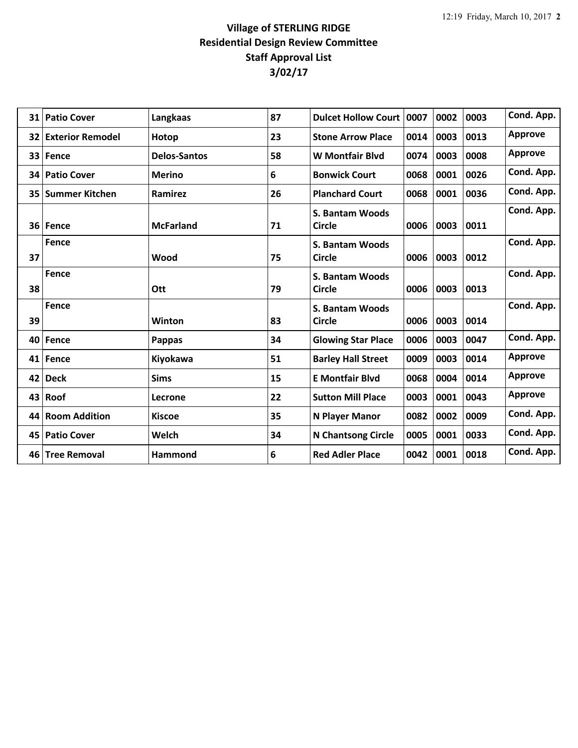**Village of STERLING RIDGE**
**Residential Design Review Committee**
**Staff Approval List**
**3/02/17**

| | | | | | | | | |
|---|---|---|---|---|---|---|---|---|
| 31 | Patio Cover | Langkaas | 87 | Dulcet Hollow Court | 0007 | 0002 | 0003 | Cond. App. |
| 32 | Exterior Remodel | Hotop | 23 | Stone Arrow Place | 0014 | 0003 | 0013 | Approve |
| 33 | Fence | Delos-Santos | 58 | W Montfair Blvd | 0074 | 0003 | 0008 | Approve |
| 34 | Patio Cover | Merino | 6 | Bonwick Court | 0068 | 0001 | 0026 | Cond. App. |
| 35 | Summer Kitchen | Ramirez | 26 | Planchard Court | 0068 | 0001 | 0036 | Cond. App. |
| 36 | Fence | McFarland | 71 | S. Bantam Woods Circle | 0006 | 0003 | 0011 | Cond. App. |
| 37 | Fence | Wood | 75 | S. Bantam Woods Circle | 0006 | 0003 | 0012 | Cond. App. |
| 38 | Fence | Ott | 79 | S. Bantam Woods Circle | 0006 | 0003 | 0013 | Cond. App. |
| 39 | Fence | Winton | 83 | S. Bantam Woods Circle | 0006 | 0003 | 0014 | Cond. App. |
| 40 | Fence | Pappas | 34 | Glowing Star Place | 0006 | 0003 | 0047 | Cond. App. |
| 41 | Fence | Kiyokawa | 51 | Barley Hall Street | 0009 | 0003 | 0014 | Approve |
| 42 | Deck | Sims | 15 | E Montfair Blvd | 0068 | 0004 | 0014 | Approve |
| 43 | Roof | Lecrone | 22 | Sutton Mill Place | 0003 | 0001 | 0043 | Approve |
| 44 | Room Addition | Kiscoe | 35 | N Player Manor | 0082 | 0002 | 0009 | Cond. App. |
| 45 | Patio Cover | Welch | 34 | N Chantsong Circle | 0005 | 0001 | 0033 | Cond. App. |
| 46 | Tree Removal | Hammond | 6 | Red Adler Place | 0042 | 0001 | 0018 | Cond. App. |